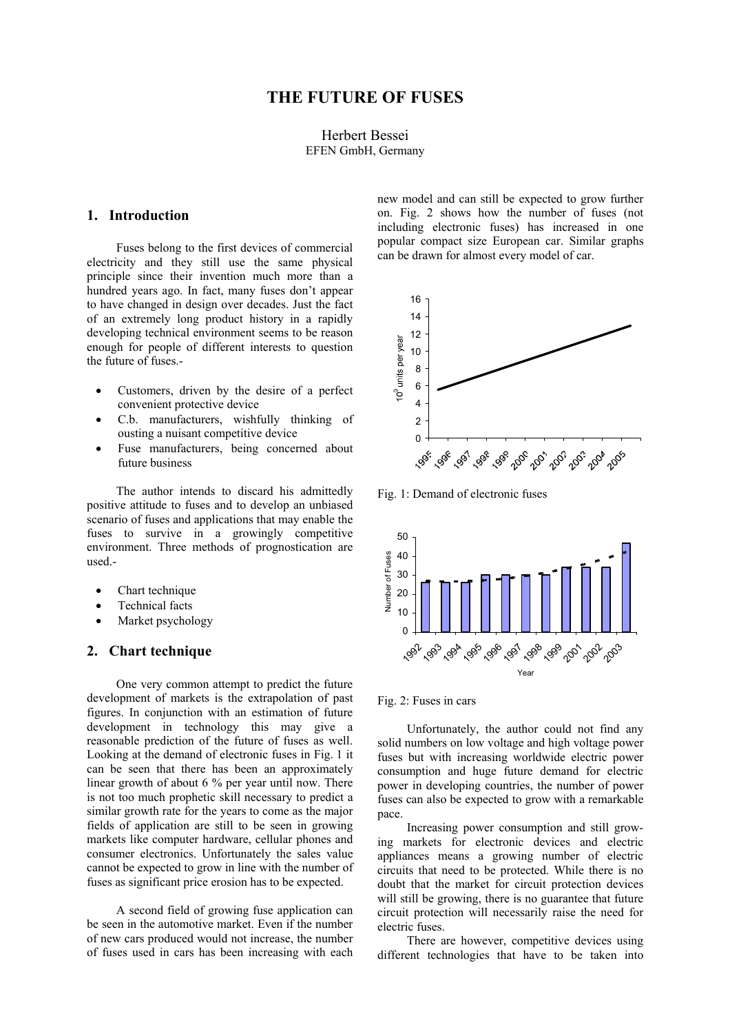# THE FUTURE OF FUSES

Herbert Bessei
EFEN GmbH, Germany

## 1. Introduction

Fuses belong to the first devices of commercial electricity and they still use the same physical principle since their invention much more than a hundred years ago. In fact, many fuses don't appear to have changed in design over decades. Just the fact of an extremely long product history in a rapidly developing technical environment seems to be reason enough for people of different interests to question the future of fuses.-

- Customers, driven by the desire of a perfect convenient protective device
- C.b. manufacturers, wishfully thinking of ousting a nuisant competitive device
- Fuse manufacturers, being concerned about future business

The author intends to discard his admittedly positive attitude to fuses and to develop an unbiased scenario of fuses and applications that may enable the fuses to survive in a growingly competitive environment. Three methods of prognostication are used.-

- Chart technique
- Technical facts
- Market psychology

## 2. Chart technique

One very common attempt to predict the future development of markets is the extrapolation of past figures. In conjunction with an estimation of future development in technology this may give a reasonable prediction of the future of fuses as well. Looking at the demand of electronic fuses in Fig. 1 it can be seen that there has been an approximately linear growth of about 6 % per year until now. There is not too much prophetic skill necessary to predict a similar growth rate for the years to come as the major fields of application are still to be seen in growing markets like computer hardware, cellular phones and consumer electronics. Unfortunately the sales value cannot be expected to grow in line with the number of fuses as significant price erosion has to be expected.

A second field of growing fuse application can be seen in the automotive market. Even if the number of new cars produced would not increase, the number of fuses used in cars has been increasing with each new model and can still be expected to grow further on. Fig. 2 shows how the number of fuses (not including electronic fuses) has increased in one popular compact size European car. Similar graphs can be drawn for almost every model of car.

Fig. 1: Demand of electronic fuses

Fig. 2: Fuses in cars

Unfortunately, the author could not find any solid numbers on low voltage and high voltage power fuses but with increasing worldwide electric power consumption and huge future demand for electric power in developing countries, the number of power fuses can also be expected to grow with a remarkable pace.

Increasing power consumption and still growing markets for electronic devices and electric appliances means a growing number of electric circuits that need to be protected. While there is no doubt that the market for circuit protection devices will still be growing, there is no guarantee that future circuit protection will necessarily raise the need for electric fuses.

There are however, competitive devices using different technologies that have to be taken into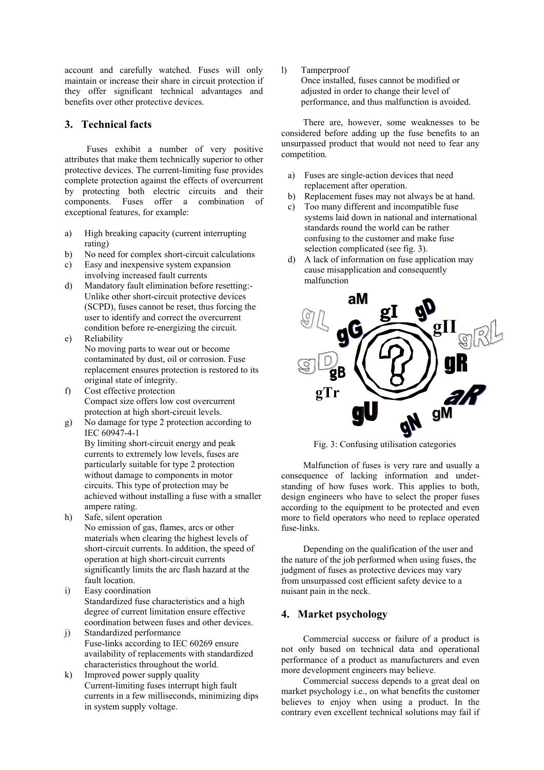account and carefully watched. Fuses will only maintain or increase their share in circuit protection if they offer significant technical advantages and benefits over other protective devices.

## 3. Technical facts

Fuses exhibit a number of very positive attributes that make them technically superior to other protective devices. The current-limiting fuse provides complete protection against the effects of overcurrent by protecting both electric circuits and their components. Fuses offer a combination of exceptional features, for example:

a) High breaking capacity (current interrupting rating)
b) No need for complex short-circuit calculations
c) Easy and inexpensive system expansion involving increased fault currents
d) Mandatory fault elimination before resetting:- Unlike other short-circuit protective devices (SCPD), fuses cannot be reset, thus forcing the user to identify and correct the overcurrent condition before re-energizing the circuit.
e) Reliability
   No moving parts to wear out or become contaminated by dust, oil or corrosion. Fuse replacement ensures protection is restored to its original state of integrity.
f) Cost effective protection
   Compact size offers low cost overcurrent protection at high short-circuit levels.
g) No damage for type 2 protection according to IEC 60947-4-1
   By limiting short-circuit energy and peak currents to extremely low levels, fuses are particularly suitable for type 2 protection without damage to components in motor circuits. This type of protection may be achieved without installing a fuse with a smaller ampere rating.
h) Safe, silent operation
   No emission of gas, flames, arcs or other materials when clearing the highest levels of short-circuit currents. In addition, the speed of operation at high short-circuit currents significantly limits the arc flash hazard at the fault location.
i) Easy coordination
   Standardized fuse characteristics and a high degree of current limitation ensure effective coordination between fuses and other devices.
j) Standardized performance
   Fuse-links according to IEC 60269 ensure availability of replacements with standardized characteristics throughout the world.
k) Improved power supply quality
   Current-limiting fuses interrupt high fault currents in a few milliseconds, minimizing dips in system supply voltage.
l) Tamperproof
   Once installed, fuses cannot be modified or adjusted in order to change their level of performance, and thus malfunction is avoided.

There are, however, some weaknesses to be considered before adding up the fuse benefits to an unsurpassed product that would not need to fear any competition.

a) Fuses are single-action devices that need replacement after operation.
b) Replacement fuses may not always be at hand.
c) Too many different and incompatible fuse systems laid down in national and international standards round the world can be rather confusing to the customer and make fuse selection complicated (see fig. 3).
d) A lack of information on fuse application may cause misapplication and consequently malfunction

aM gI gD gL gG gII gRL gD gB gR gTr aR gU gN gM

Fig. 3: Confusing utilisation categories

Malfunction of fuses is very rare and usually a consequence of lacking information and understanding of how fuses work. This applies to both, design engineers who have to select the proper fuses according to the equipment to be protected and even more to field operators who need to replace operated fuse-links.

Depending on the qualification of the user and the nature of the job performed when using fuses, the judgment of fuses as protective devices may vary from unsurpassed cost efficient safety device to a nuisant pain in the neck.

## 4. Market psychology

Commercial success or failure of a product is not only based on technical data and operational performance of a product as manufacturers and even more development engineers may believe.

Commercial success depends to a great deal on market psychology i.e., on what benefits the customer believes to enjoy when using a product. In the contrary even excellent technical solutions may fail if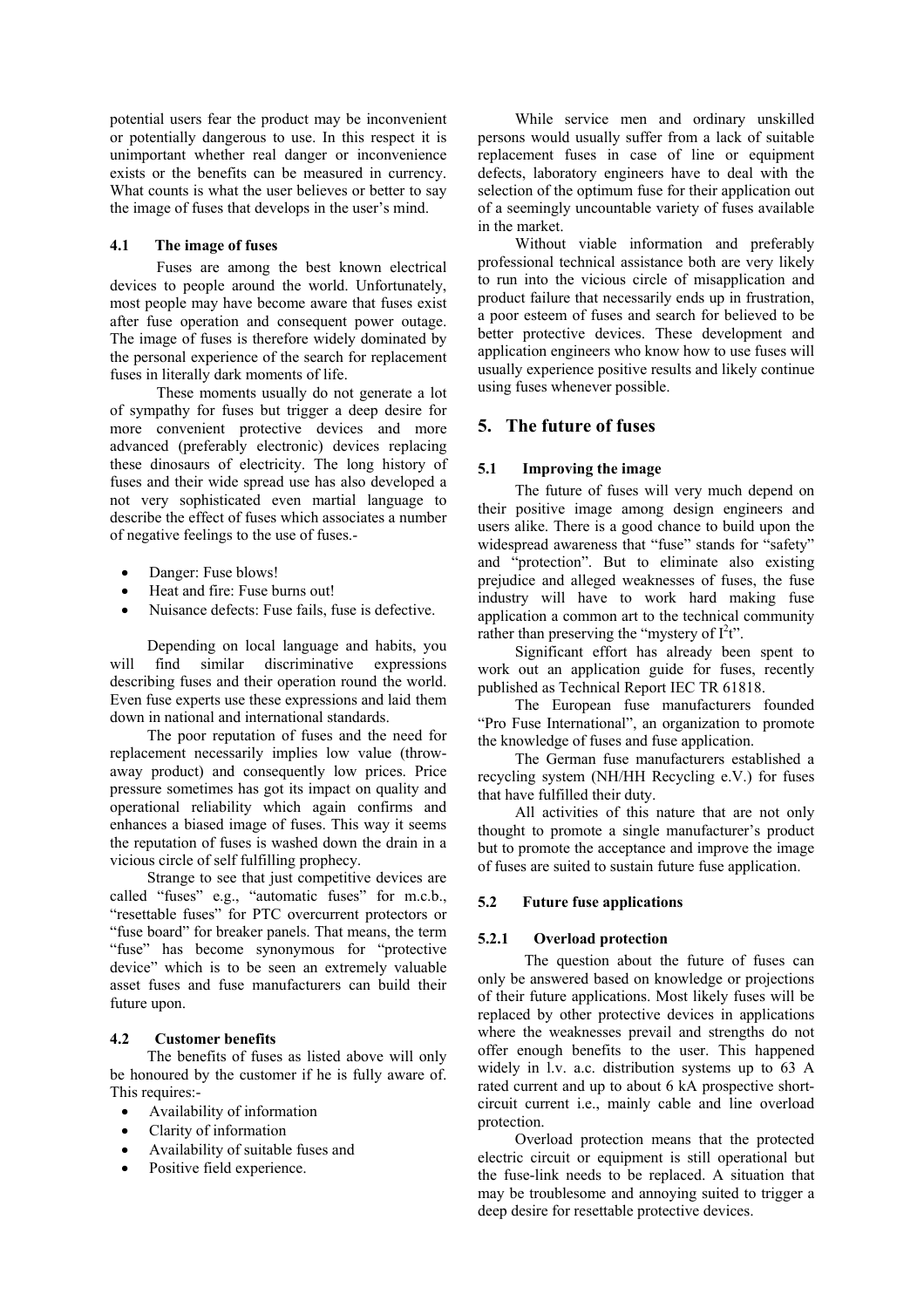potential users fear the product may be inconvenient or potentially dangerous to use. In this respect it is unimportant whether real danger or inconvenience exists or the benefits can be measured in currency. What counts is what the user believes or better to say the image of fuses that develops in the user's mind.

### 4.1 The image of fuses

Fuses are among the best known electrical devices to people around the world. Unfortunately, most people may have become aware that fuses exist after fuse operation and consequent power outage. The image of fuses is therefore widely dominated by the personal experience of the search for replacement fuses in literally dark moments of life.

These moments usually do not generate a lot of sympathy for fuses but trigger a deep desire for more convenient protective devices and more advanced (preferably electronic) devices replacing these dinosaurs of electricity. The long history of fuses and their wide spread use has also developed a not very sophisticated even martial language to describe the effect of fuses which associates a number of negative feelings to the use of fuses.-

- Danger: Fuse blows!
- Heat and fire: Fuse burns out!
- Nuisance defects: Fuse fails, fuse is defective.

Depending on local language and habits, you will find similar discriminative expressions describing fuses and their operation round the world. Even fuse experts use these expressions and laid them down in national and international standards.

The poor reputation of fuses and the need for replacement necessarily implies low value (throw-away product) and consequently low prices. Price pressure sometimes has got its impact on quality and operational reliability which again confirms and enhances a biased image of fuses. This way it seems the reputation of fuses is washed down the drain in a vicious circle of self fulfilling prophecy.

Strange to see that just competitive devices are called "fuses" e.g., "automatic fuses" for m.c.b., "resettable fuses" for PTC overcurrent protectors or "fuse board" for breaker panels. That means, the term "fuse" has become synonymous for "protective device" which is to be seen an extremely valuable asset fuses and fuse manufacturers can build their future upon.

### 4.2 Customer benefits

The benefits of fuses as listed above will only be honoured by the customer if he is fully aware of. This requires:-

- Availability of information
- Clarity of information
- Availability of suitable fuses and
- Positive field experience.

While service men and ordinary unskilled persons would usually suffer from a lack of suitable replacement fuses in case of line or equipment defects, laboratory engineers have to deal with the selection of the optimum fuse for their application out of a seemingly uncountable variety of fuses available in the market.

Without viable information and preferably professional technical assistance both are very likely to run into the vicious circle of misapplication and product failure that necessarily ends up in frustration, a poor esteem of fuses and search for believed to be better protective devices. These development and application engineers who know how to use fuses will usually experience positive results and likely continue using fuses whenever possible.

## 5. The future of fuses

### 5.1 Improving the image

The future of fuses will very much depend on their positive image among design engineers and users alike. There is a good chance to build upon the widespread awareness that "fuse" stands for "safety" and "protection". But to eliminate also existing prejudice and alleged weaknesses of fuses, the fuse industry will have to work hard making fuse application a common art to the technical community rather than preserving the "mystery of $I^2t$".

Significant effort has already been spent to work out an application guide for fuses, recently published as Technical Report IEC TR 61818.

The European fuse manufacturers founded "Pro Fuse International", an organization to promote the knowledge of fuses and fuse application.

The German fuse manufacturers established a recycling system (NH/HH Recycling e.V.) for fuses that have fulfilled their duty.

All activities of this nature that are not only thought to promote a single manufacturer's product but to promote the acceptance and improve the image of fuses are suited to sustain future fuse application.

### 5.2 Future fuse applications

#### 5.2.1 Overload protection

The question about the future of fuses can only be answered based on knowledge or projections of their future applications. Most likely fuses will be replaced by other protective devices in applications where the weaknesses prevail and strengths do not offer enough benefits to the user. This happened widely in l.v. a.c. distribution systems up to 63 A rated current and up to about 6 kA prospective short-circuit current i.e., mainly cable and line overload protection.

Overload protection means that the protected electric circuit or equipment is still operational but the fuse-link needs to be replaced. A situation that may be troublesome and annoying suited to trigger a deep desire for resettable protective devices.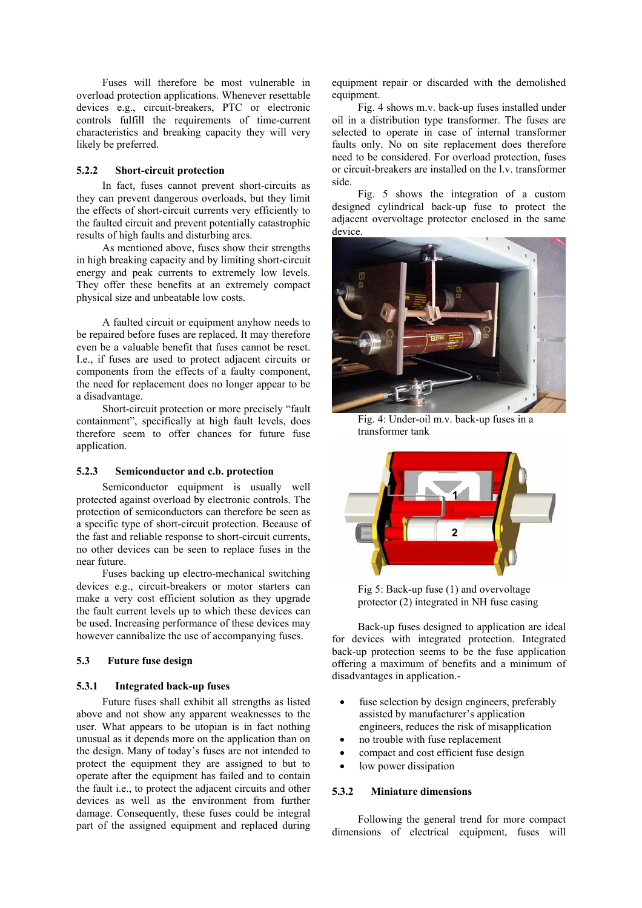Fuses will therefore be most vulnerable in overload protection applications. Whenever resettable devices e.g., circuit-breakers, PTC or electronic controls fulfill the requirements of time-current characteristics and breaking capacity they will very likely be preferred.

### 5.2.2 Short-circuit protection

In fact, fuses cannot prevent short-circuits as they can prevent dangerous overloads, but they limit the effects of short-circuit currents very efficiently to the faulted circuit and prevent potentially catastrophic results of high faults and disturbing arcs.

As mentioned above, fuses show their strengths in high breaking capacity and by limiting short-circuit energy and peak currents to extremely low levels. They offer these benefits at an extremely compact physical size and unbeatable low costs.

A faulted circuit or equipment anyhow needs to be repaired before fuses are replaced. It may therefore even be a valuable benefit that fuses cannot be reset. I.e., if fuses are used to protect adjacent circuits or components from the effects of a faulty component, the need for replacement does no longer appear to be a disadvantage.

Short-circuit protection or more precisely "fault containment", specifically at high fault levels, does therefore seem to offer chances for future fuse application.

### 5.2.3 Semiconductor and c.b. protection

Semiconductor equipment is usually well protected against overload by electronic controls. The protection of semiconductors can therefore be seen as a specific type of short-circuit protection. Because of the fast and reliable response to short-circuit currents, no other devices can be seen to replace fuses in the near future.

Fuses backing up electro-mechanical switching devices e.g., circuit-breakers or motor starters can make a very cost efficient solution as they upgrade the fault current levels up to which these devices can be used. Increasing performance of these devices may however cannibalize the use of accompanying fuses.

## 5.3 Future fuse design

### 5.3.1 Integrated back-up fuses

Future fuses shall exhibit all strengths as listed above and not show any apparent weaknesses to the user. What appears to be utopian is in fact nothing unusual as it depends more on the application than on the design. Many of today's fuses are not intended to protect the equipment they are assigned to but to operate after the equipment has failed and to contain the fault i.e., to protect the adjacent circuits and other devices as well as the environment from further damage. Consequently, these fuses could be integral part of the assigned equipment and replaced during equipment repair or discarded with the demolished equipment.

Fig. 4 shows m.v. back-up fuses installed under oil in a distribution type transformer. The fuses are selected to operate in case of internal transformer faults only. No on site replacement does therefore need to be considered. For overload protection, fuses or circuit-breakers are installed on the l.v. transformer side.

Fig. 5 shows the integration of a custom designed cylindrical back-up fuse to protect the adjacent overvoltage protector enclosed in the same device.

Fig. 4: Under-oil m.v. back-up fuses in a transformer tank

Fig 5: Back-up fuse (1) and overvoltage protector (2) integrated in NH fuse casing

Back-up fuses designed to application are ideal for devices with integrated protection. Integrated back-up protection seems to be the fuse application offering a maximum of benefits and a minimum of disadvantages in application.-

- fuse selection by design engineers, preferably assisted by manufacturer's application engineers, reduces the risk of misapplication
- no trouble with fuse replacement
- compact and cost efficient fuse design
- low power dissipation

### 5.3.2 Miniature dimensions

Following the general trend for more compact dimensions of electrical equipment, fuses will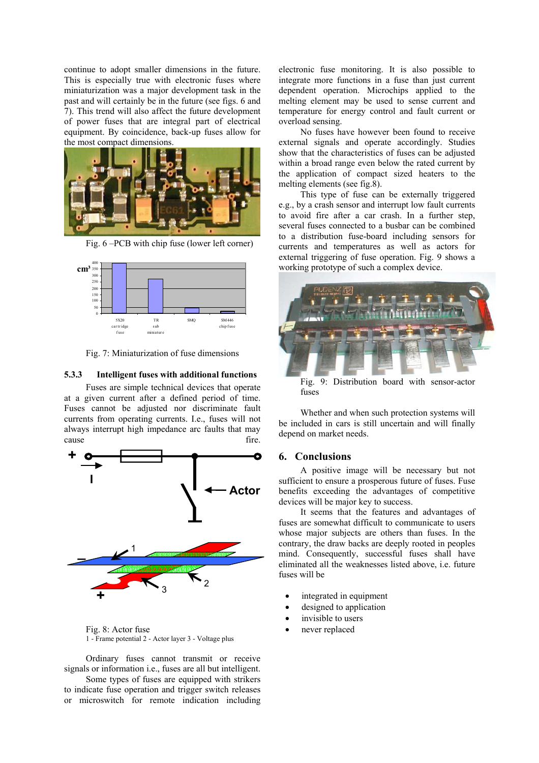continue to adopt smaller dimensions in the future. This is especially true with electronic fuses where miniaturization was a major development task in the past and will certainly be in the future (see figs. 6 and 7). This trend will also affect the future development of power fuses that are integral part of electrical equipment. By coincidence, back-up fuses allow for the most compact dimensions.

Fig. 6 –PCB with chip fuse (lower left corner)

cm³
400
350
300
250
200
150
100
50
0
5X20 cartridge fuse
TR sub miniature
SMQ
SM446 chip fuse

Fig. 7: Miniaturization of fuse dimensions

### 5.3.3 Intelligent fuses with additional functions

Fuses are simple technical devices that operate at a given current after a defined period of time. Fuses cannot be adjusted nor discriminate fault currents from operating currents. I.e., fuses will not always interrupt high impedance arc faults that may cause fire.

+
I
Actor
1
–
2
3
+

Fig. 8: Actor fuse
1 - Frame potential 2 - Actor layer 3 - Voltage plus

Ordinary fuses cannot transmit or receive signals or information i.e., fuses are all but intelligent.

Some types of fuses are equipped with strikers to indicate fuse operation and trigger switch releases or microswitch for remote indication including electronic fuse monitoring. It is also possible to integrate more functions in a fuse than just current dependent operation. Microchips applied to the melting element may be used to sense current and temperature for energy control and fault current or overload sensing.

No fuses have however been found to receive external signals and operate accordingly. Studies show that the characteristics of fuses can be adjusted within a broad range even below the rated current by the application of compact sized heaters to the melting elements (see fig.8).

This type of fuse can be externally triggered e.g., by a crash sensor and interrupt low fault currents to avoid fire after a car crash. In a further step, several fuses connected to a busbar can be combined to a distribution fuse-board including sensors for currents and temperatures as well as actors for external triggering of fuse operation. Fig. 9 shows a working prototype of such a complex device.

Fig. 9: Distribution board with sensor-actor fuses

Whether and when such protection systems will be included in cars is still uncertain and will finally depend on market needs.

## 6. Conclusions

A positive image will be necessary but not sufficient to ensure a prosperous future of fuses. Fuse benefits exceeding the advantages of competitive devices will be major key to success.

It seems that the features and advantages of fuses are somewhat difficult to communicate to users whose major subjects are others than fuses. In the contrary, the draw backs are deeply rooted in peoples mind. Consequently, successful fuses shall have eliminated all the weaknesses listed above, i.e. future fuses will be

- integrated in equipment
- designed to application
- invisible to users
- never replaced